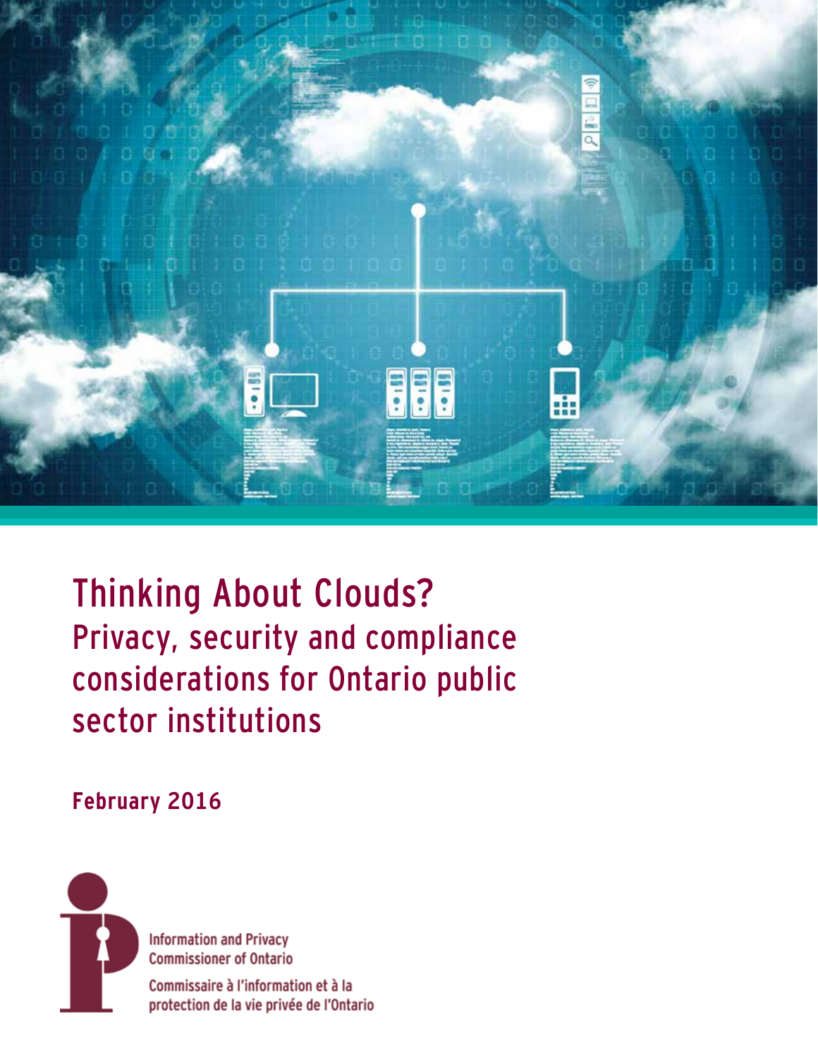# Thinking About Clouds?

## Privacy, security and compliance considerations for Ontario public sector institutions

**February 2016**

Information and Privacy Commissioner of Ontario

Commissaire à l'information et à la protection de la vie privée de l'Ontario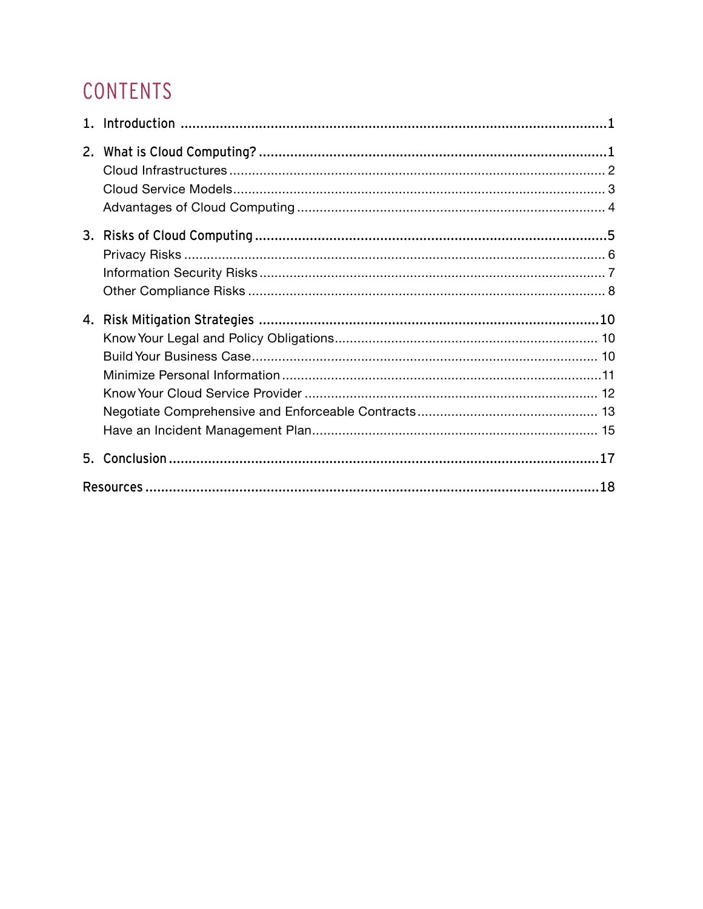# CONTENTS

1. **Introduction** ... 1

2. **What is Cloud Computing?** ... 1
   - Cloud Infrastructures ... 2
   - Cloud Service Models ... 3
   - Advantages of Cloud Computing ... 4

3. **Risks of Cloud Computing** ... 5
   - Privacy Risks ... 6
   - Information Security Risks ... 7
   - Other Compliance Risks ... 8

4. **Risk Mitigation Strategies** ... 10
   - Know Your Legal and Policy Obligations ... 10
   - Build Your Business Case ... 10
   - Minimize Personal Information ... 11
   - Know Your Cloud Service Provider ... 12
   - Negotiate Comprehensive and Enforceable Contracts ... 13
   - Have an Incident Management Plan ... 15

5. **Conclusion** ... 17

**Resources** ... 18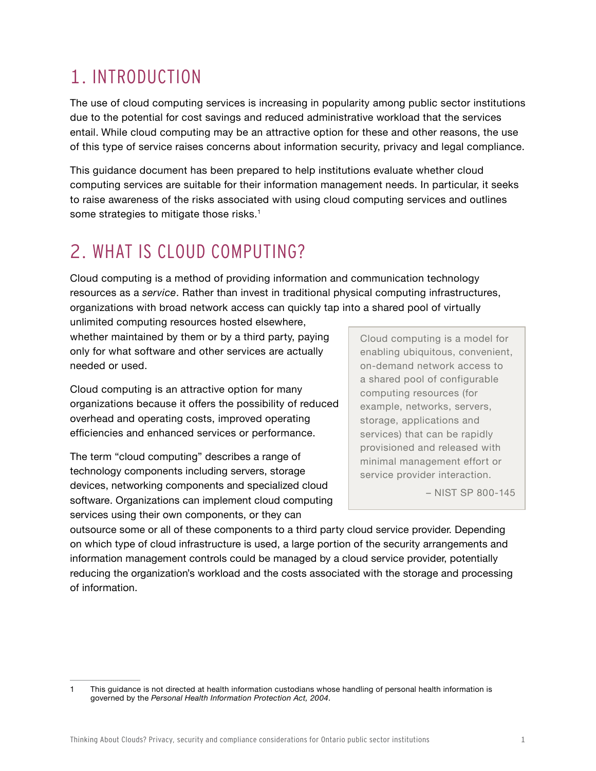# 1. INTRODUCTION

The use of cloud computing services is increasing in popularity among public sector institutions due to the potential for cost savings and reduced administrative workload that the services entail. While cloud computing may be an attractive option for these and other reasons, the use of this type of service raises concerns about information security, privacy and legal compliance.

This guidance document has been prepared to help institutions evaluate whether cloud computing services are suitable for their information management needs. In particular, it seeks to raise awareness of the risks associated with using cloud computing services and outlines some strategies to mitigate those risks.[1]

# 2. WHAT IS CLOUD COMPUTING?

Cloud computing is a method of providing information and communication technology resources as a *service*. Rather than invest in traditional physical computing infrastructures, organizations with broad network access can quickly tap into a shared pool of virtually unlimited computing resources hosted elsewhere, whether maintained by them or by a third party, paying only for what software and other services are actually needed or used.

> Cloud computing is a model for enabling ubiquitous, convenient, on-demand network access to a shared pool of configurable computing resources (for example, networks, servers, storage, applications and services) that can be rapidly provisioned and released with minimal management effort or service provider interaction.
>
> – NIST SP 800-145

Cloud computing is an attractive option for many organizations because it offers the possibility of reduced overhead and operating costs, improved operating efficiencies and enhanced services or performance.

The term "cloud computing" describes a range of technology components including servers, storage devices, networking components and specialized cloud software. Organizations can implement cloud computing services using their own components, or they can outsource some or all of these components to a third party cloud service provider. Depending on which type of cloud infrastructure is used, a large portion of the security arrangements and information management controls could be managed by a cloud service provider, potentially reducing the organization's workload and the costs associated with the storage and processing of information.

---

1 This guidance is not directed at health information custodians whose handling of personal health information is governed by the *Personal Health Information Protection Act, 2004*.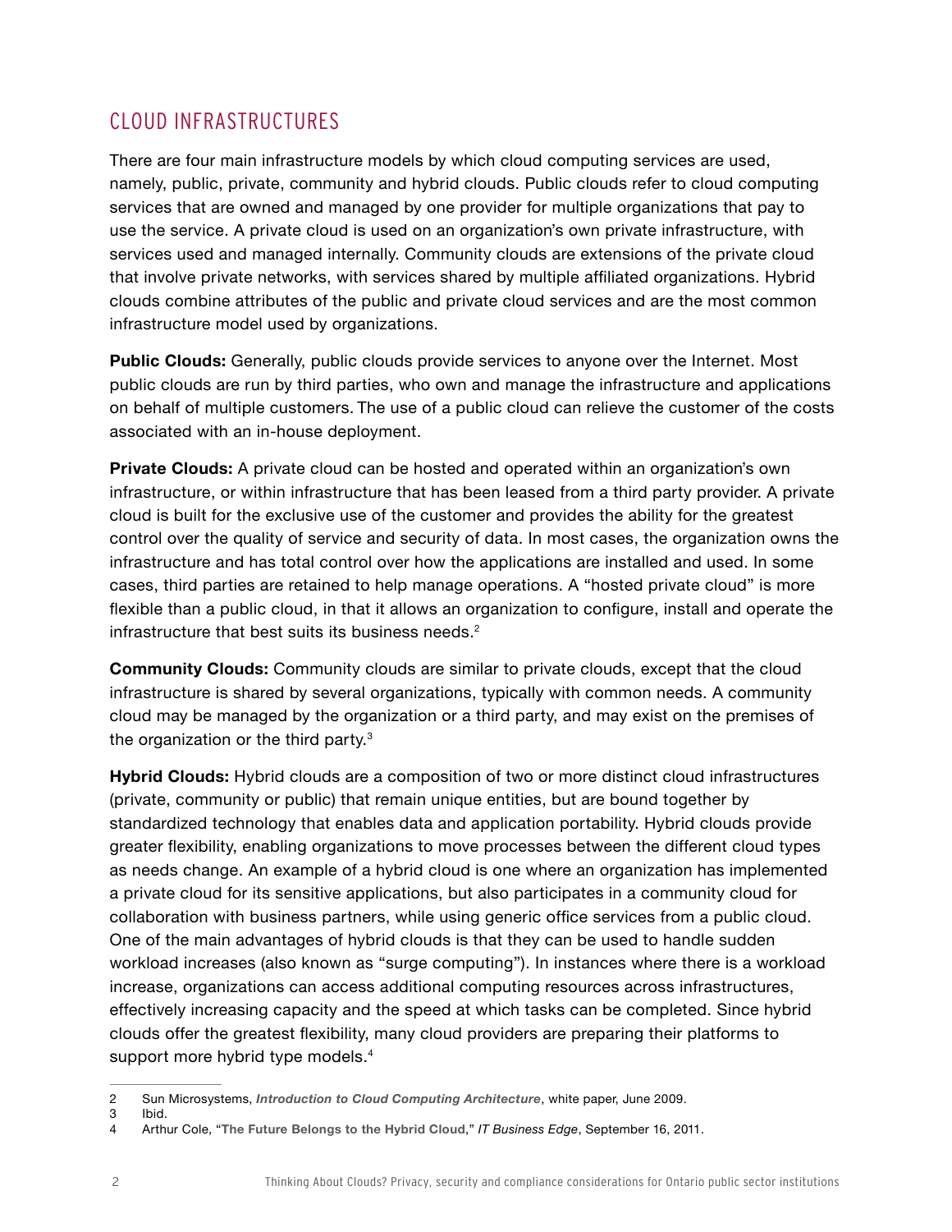## CLOUD INFRASTRUCTURES

There are four main infrastructure models by which cloud computing services are used, namely, public, private, community and hybrid clouds. Public clouds refer to cloud computing services that are owned and managed by one provider for multiple organizations that pay to use the service. A private cloud is used on an organization's own private infrastructure, with services used and managed internally. Community clouds are extensions of the private cloud that involve private networks, with services shared by multiple affiliated organizations. Hybrid clouds combine attributes of the public and private cloud services and are the most common infrastructure model used by organizations.

**Public Clouds:** Generally, public clouds provide services to anyone over the Internet. Most public clouds are run by third parties, who own and manage the infrastructure and applications on behalf of multiple customers. The use of a public cloud can relieve the customer of the costs associated with an in-house deployment.

**Private Clouds:** A private cloud can be hosted and operated within an organization's own infrastructure, or within infrastructure that has been leased from a third party provider. A private cloud is built for the exclusive use of the customer and provides the ability for the greatest control over the quality of service and security of data. In most cases, the organization owns the infrastructure and has total control over how the applications are installed and used. In some cases, third parties are retained to help manage operations. A "hosted private cloud" is more flexible than a public cloud, in that it allows an organization to configure, install and operate the infrastructure that best suits its business needs.[2]

**Community Clouds:** Community clouds are similar to private clouds, except that the cloud infrastructure is shared by several organizations, typically with common needs. A community cloud may be managed by the organization or a third party, and may exist on the premises of the organization or the third party.[3]

**Hybrid Clouds:** Hybrid clouds are a composition of two or more distinct cloud infrastructures (private, community or public) that remain unique entities, but are bound together by standardized technology that enables data and application portability. Hybrid clouds provide greater flexibility, enabling organizations to move processes between the different cloud types as needs change. An example of a hybrid cloud is one where an organization has implemented a private cloud for its sensitive applications, but also participates in a community cloud for collaboration with business partners, while using generic office services from a public cloud. One of the main advantages of hybrid clouds is that they can be used to handle sudden workload increases (also known as "surge computing"). In instances where there is a workload increase, organizations can access additional computing resources across infrastructures, effectively increasing capacity and the speed at which tasks can be completed. Since hybrid clouds offer the greatest flexibility, many cloud providers are preparing their platforms to support more hybrid type models.[4]

---

2 Sun Microsystems, ***Introduction to Cloud Computing Architecture***, white paper, June 2009.

3 Ibid.

4 Arthur Cole, "**The Future Belongs to the Hybrid Cloud**," *IT Business Edge*, September 16, 2011.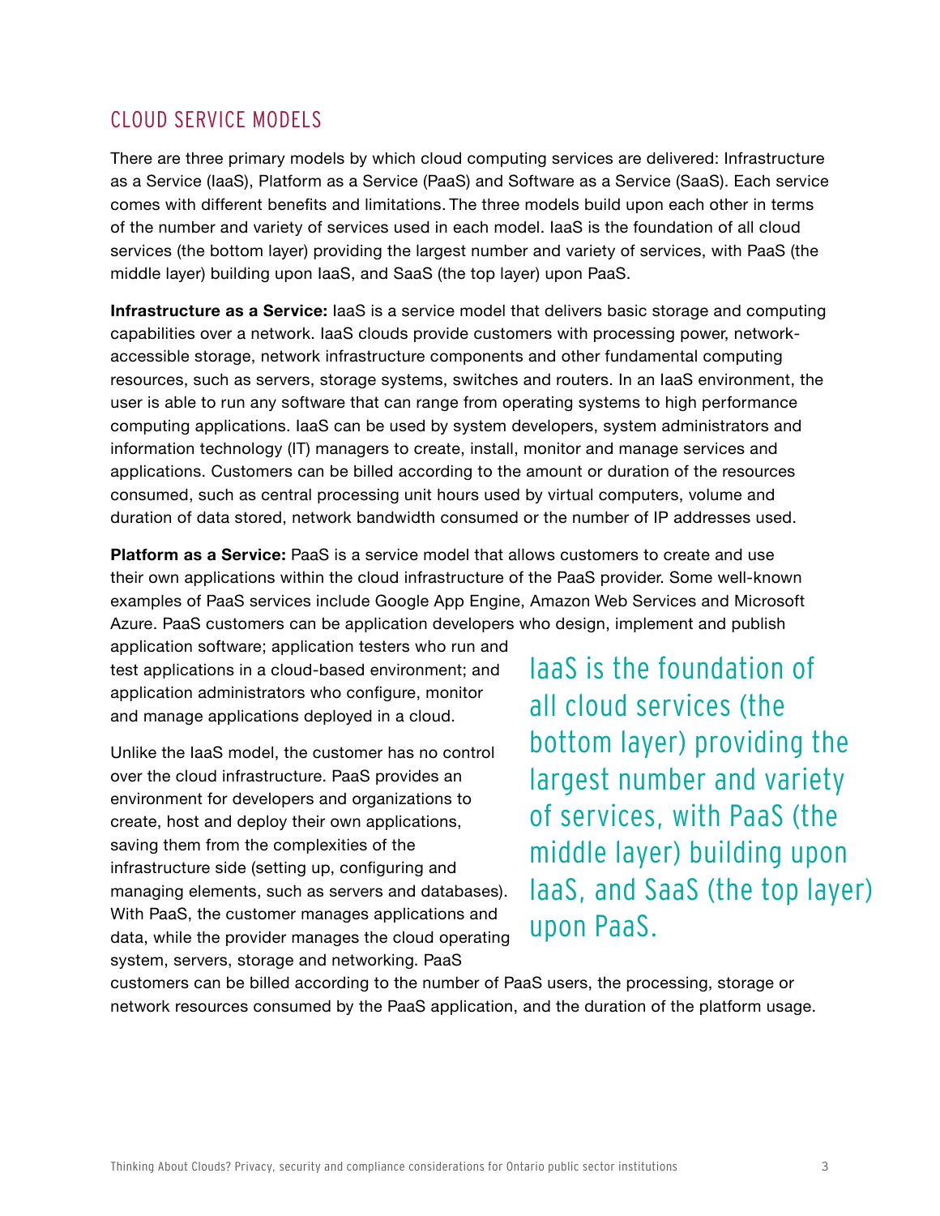## CLOUD SERVICE MODELS

There are three primary models by which cloud computing services are delivered: Infrastructure as a Service (IaaS), Platform as a Service (PaaS) and Software as a Service (SaaS). Each service comes with different benefits and limitations. The three models build upon each other in terms of the number and variety of services used in each model. IaaS is the foundation of all cloud services (the bottom layer) providing the largest number and variety of services, with PaaS (the middle layer) building upon IaaS, and SaaS (the top layer) upon PaaS.

**Infrastructure as a Service:** IaaS is a service model that delivers basic storage and computing capabilities over a network. IaaS clouds provide customers with processing power, network-accessible storage, network infrastructure components and other fundamental computing resources, such as servers, storage systems, switches and routers. In an IaaS environment, the user is able to run any software that can range from operating systems to high performance computing applications. IaaS can be used by system developers, system administrators and information technology (IT) managers to create, install, monitor and manage services and applications. Customers can be billed according to the amount or duration of the resources consumed, such as central processing unit hours used by virtual computers, volume and duration of data stored, network bandwidth consumed or the number of IP addresses used.

**Platform as a Service:** PaaS is a service model that allows customers to create and use their own applications within the cloud infrastructure of the PaaS provider. Some well-known examples of PaaS services include Google App Engine, Amazon Web Services and Microsoft Azure. PaaS customers can be application developers who design, implement and publish application software; application testers who run and test applications in a cloud-based environment; and application administrators who configure, monitor and manage applications deployed in a cloud.

Unlike the IaaS model, the customer has no control over the cloud infrastructure. PaaS provides an environment for developers and organizations to create, host and deploy their own applications, saving them from the complexities of the infrastructure side (setting up, configuring and managing elements, such as servers and databases). With PaaS, the customer manages applications and data, while the provider manages the cloud operating system, servers, storage and networking. PaaS customers can be billed according to the number of PaaS users, the processing, storage or network resources consumed by the PaaS application, and the duration of the platform usage.

> IaaS is the foundation of all cloud services (the bottom layer) providing the largest number and variety of services, with PaaS (the middle layer) building upon IaaS, and SaaS (the top layer) upon PaaS.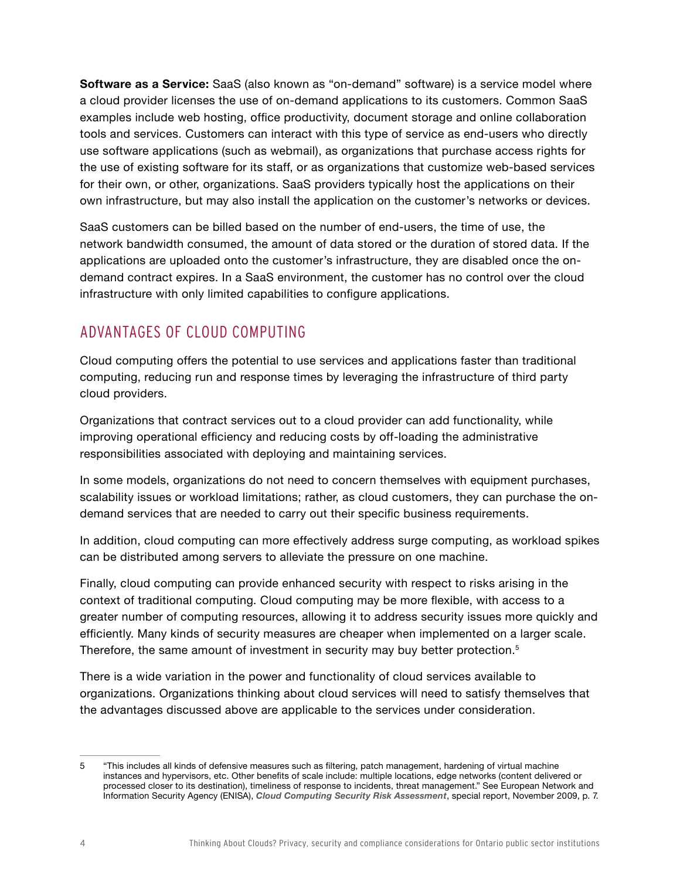**Software as a Service:** SaaS (also known as "on-demand" software) is a service model where a cloud provider licenses the use of on-demand applications to its customers. Common SaaS examples include web hosting, office productivity, document storage and online collaboration tools and services. Customers can interact with this type of service as end-users who directly use software applications (such as webmail), as organizations that purchase access rights for the use of existing software for its staff, or as organizations that customize web-based services for their own, or other, organizations. SaaS providers typically host the applications on their own infrastructure, but may also install the application on the customer's networks or devices.

SaaS customers can be billed based on the number of end-users, the time of use, the network bandwidth consumed, the amount of data stored or the duration of stored data. If the applications are uploaded onto the customer's infrastructure, they are disabled once the on-demand contract expires. In a SaaS environment, the customer has no control over the cloud infrastructure with only limited capabilities to configure applications.

## ADVANTAGES OF CLOUD COMPUTING

Cloud computing offers the potential to use services and applications faster than traditional computing, reducing run and response times by leveraging the infrastructure of third party cloud providers.

Organizations that contract services out to a cloud provider can add functionality, while improving operational efficiency and reducing costs by off-loading the administrative responsibilities associated with deploying and maintaining services.

In some models, organizations do not need to concern themselves with equipment purchases, scalability issues or workload limitations; rather, as cloud customers, they can purchase the on-demand services that are needed to carry out their specific business requirements.

In addition, cloud computing can more effectively address surge computing, as workload spikes can be distributed among servers to alleviate the pressure on one machine.

Finally, cloud computing can provide enhanced security with respect to risks arising in the context of traditional computing. Cloud computing may be more flexible, with access to a greater number of computing resources, allowing it to address security issues more quickly and efficiently. Many kinds of security measures are cheaper when implemented on a larger scale. Therefore, the same amount of investment in security may buy better protection.[5]

There is a wide variation in the power and functionality of cloud services available to organizations. Organizations thinking about cloud services will need to satisfy themselves that the advantages discussed above are applicable to the services under consideration.

---

5 "This includes all kinds of defensive measures such as filtering, patch management, hardening of virtual machine instances and hypervisors, etc. Other benefits of scale include: multiple locations, edge networks (content delivered or processed closer to its destination), timeliness of response to incidents, threat management." See European Network and Information Security Agency (ENISA), ***Cloud Computing Security Risk Assessment***, special report, November 2009, p. 7.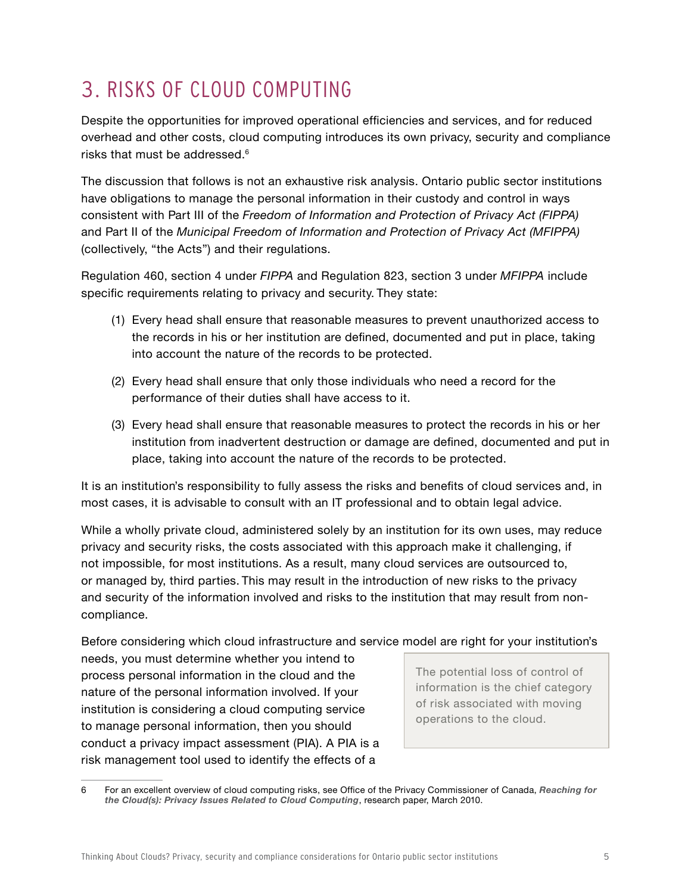# 3. RISKS OF CLOUD COMPUTING

Despite the opportunities for improved operational efficiencies and services, and for reduced overhead and other costs, cloud computing introduces its own privacy, security and compliance risks that must be addressed.[6]

The discussion that follows is not an exhaustive risk analysis. Ontario public sector institutions have obligations to manage the personal information in their custody and control in ways consistent with Part III of the *Freedom of Information and Protection of Privacy Act (FIPPA)* and Part II of the *Municipal Freedom of Information and Protection of Privacy Act (MFIPPA)* (collectively, "the Acts") and their regulations.

Regulation 460, section 4 under *FIPPA* and Regulation 823, section 3 under *MFIPPA* include specific requirements relating to privacy and security. They state:

(1) Every head shall ensure that reasonable measures to prevent unauthorized access to the records in his or her institution are defined, documented and put in place, taking into account the nature of the records to be protected.

(2) Every head shall ensure that only those individuals who need a record for the performance of their duties shall have access to it.

(3) Every head shall ensure that reasonable measures to protect the records in his or her institution from inadvertent destruction or damage are defined, documented and put in place, taking into account the nature of the records to be protected.

It is an institution's responsibility to fully assess the risks and benefits of cloud services and, in most cases, it is advisable to consult with an IT professional and to obtain legal advice.

While a wholly private cloud, administered solely by an institution for its own uses, may reduce privacy and security risks, the costs associated with this approach make it challenging, if not impossible, for most institutions. As a result, many cloud services are outsourced to, or managed by, third parties. This may result in the introduction of new risks to the privacy and security of the information involved and risks to the institution that may result from non-compliance.

Before considering which cloud infrastructure and service model are right for your institution's needs, you must determine whether you intend to process personal information in the cloud and the nature of the personal information involved. If your institution is considering a cloud computing service to manage personal information, then you should conduct a privacy impact assessment (PIA). A PIA is a risk management tool used to identify the effects of a

> The potential loss of control of information is the chief category of risk associated with moving operations to the cloud.

---

6 For an excellent overview of cloud computing risks, see Office of the Privacy Commissioner of Canada, ***Reaching for the Cloud(s): Privacy Issues Related to Cloud Computing***, research paper, March 2010.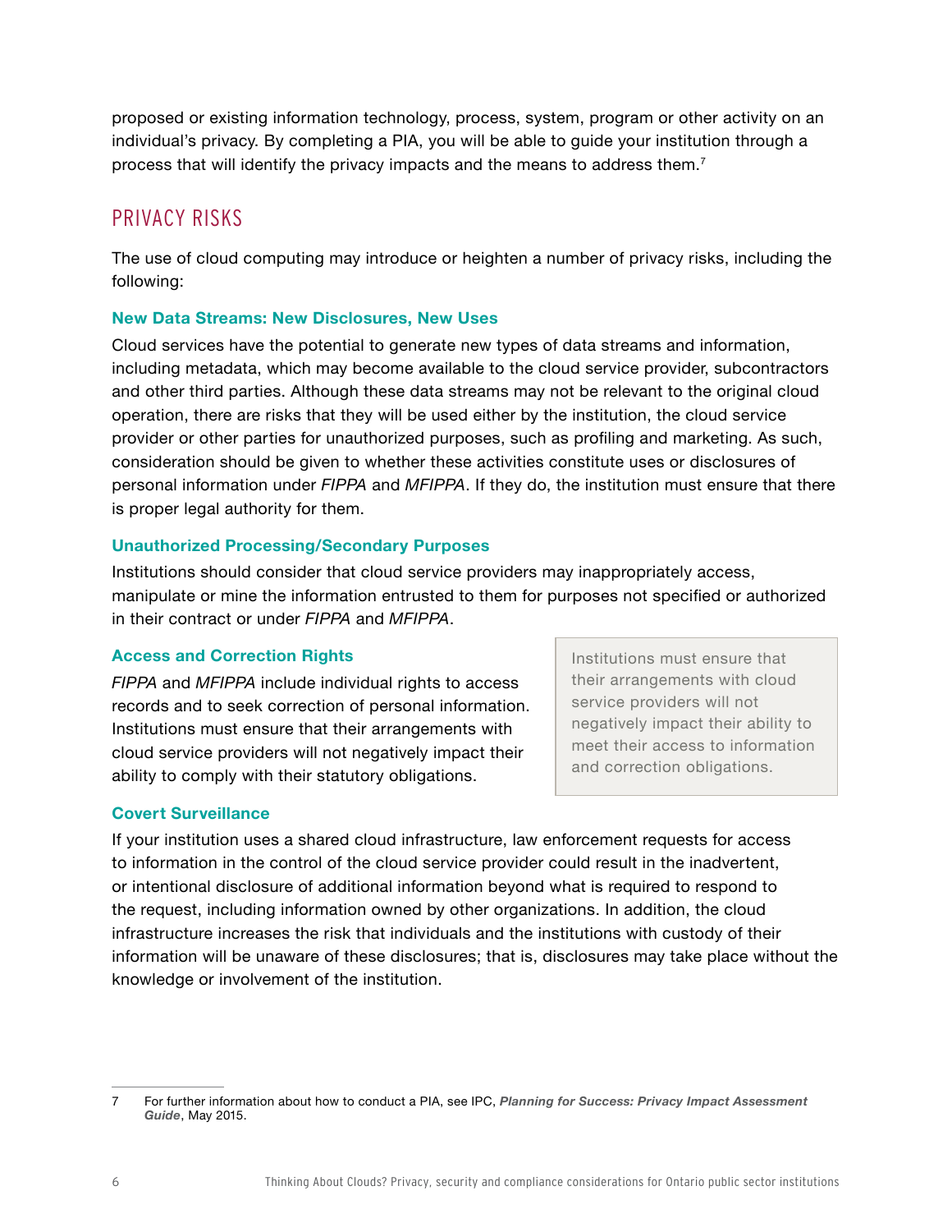proposed or existing information technology, process, system, program or other activity on an individual's privacy. By completing a PIA, you will be able to guide your institution through a process that will identify the privacy impacts and the means to address them.[7]

## PRIVACY RISKS

The use of cloud computing may introduce or heighten a number of privacy risks, including the following:

### New Data Streams: New Disclosures, New Uses

Cloud services have the potential to generate new types of data streams and information, including metadata, which may become available to the cloud service provider, subcontractors and other third parties. Although these data streams may not be relevant to the original cloud operation, there are risks that they will be used either by the institution, the cloud service provider or other parties for unauthorized purposes, such as profiling and marketing. As such, consideration should be given to whether these activities constitute uses or disclosures of personal information under *FIPPA* and *MFIPPA*. If they do, the institution must ensure that there is proper legal authority for them.

### Unauthorized Processing/Secondary Purposes

Institutions should consider that cloud service providers may inappropriately access, manipulate or mine the information entrusted to them for purposes not specified or authorized in their contract or under *FIPPA* and *MFIPPA*.

### Access and Correction Rights

*FIPPA* and *MFIPPA* include individual rights to access records and to seek correction of personal information. Institutions must ensure that their arrangements with cloud service providers will not negatively impact their ability to comply with their statutory obligations.

> Institutions must ensure that their arrangements with cloud service providers will not negatively impact their ability to meet their access to information and correction obligations.

### Covert Surveillance

If your institution uses a shared cloud infrastructure, law enforcement requests for access to information in the control of the cloud service provider could result in the inadvertent, or intentional disclosure of additional information beyond what is required to respond to the request, including information owned by other organizations. In addition, the cloud infrastructure increases the risk that individuals and the institutions with custody of their information will be unaware of these disclosures; that is, disclosures may take place without the knowledge or involvement of the institution.

---

7 For further information about how to conduct a PIA, see IPC, ***Planning for Success: Privacy Impact Assessment Guide***, May 2015.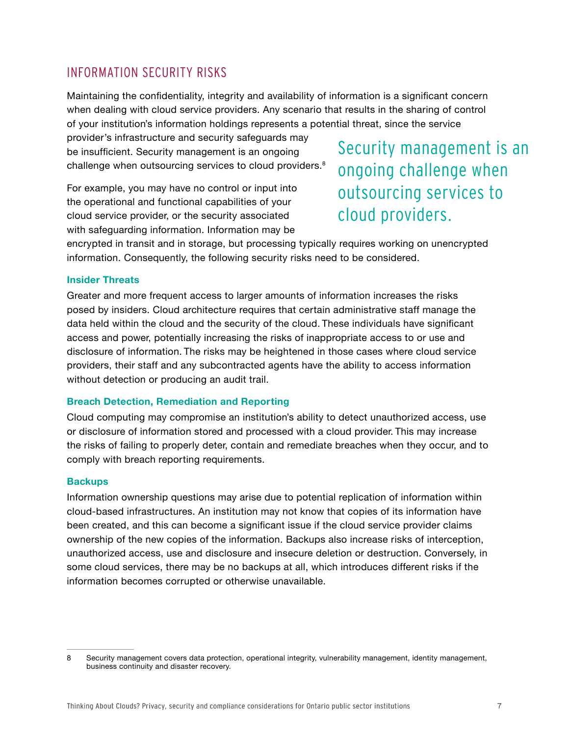## INFORMATION SECURITY RISKS

Maintaining the confidentiality, integrity and availability of information is a significant concern when dealing with cloud service providers. Any scenario that results in the sharing of control of your institution's information holdings represents a potential threat, since the service provider's infrastructure and security safeguards may be insufficient. Security management is an ongoing challenge when outsourcing services to cloud providers.[8]

> Security management is an ongoing challenge when outsourcing services to cloud providers.

For example, you may have no control or input into the operational and functional capabilities of your cloud service provider, or the security associated with safeguarding information. Information may be encrypted in transit and in storage, but processing typically requires working on unencrypted information. Consequently, the following security risks need to be considered.

### Insider Threats

Greater and more frequent access to larger amounts of information increases the risks posed by insiders. Cloud architecture requires that certain administrative staff manage the data held within the cloud and the security of the cloud. These individuals have significant access and power, potentially increasing the risks of inappropriate access to or use and disclosure of information. The risks may be heightened in those cases where cloud service providers, their staff and any subcontracted agents have the ability to access information without detection or producing an audit trail.

### Breach Detection, Remediation and Reporting

Cloud computing may compromise an institution's ability to detect unauthorized access, use or disclosure of information stored and processed with a cloud provider. This may increase the risks of failing to properly deter, contain and remediate breaches when they occur, and to comply with breach reporting requirements.

### Backups

Information ownership questions may arise due to potential replication of information within cloud-based infrastructures. An institution may not know that copies of its information have been created, and this can become a significant issue if the cloud service provider claims ownership of the new copies of the information. Backups also increase risks of interception, unauthorized access, use and disclosure and insecure deletion or destruction. Conversely, in some cloud services, there may be no backups at all, which introduces different risks if the information becomes corrupted or otherwise unavailable.

---

8 Security management covers data protection, operational integrity, vulnerability management, identity management, business continuity and disaster recovery.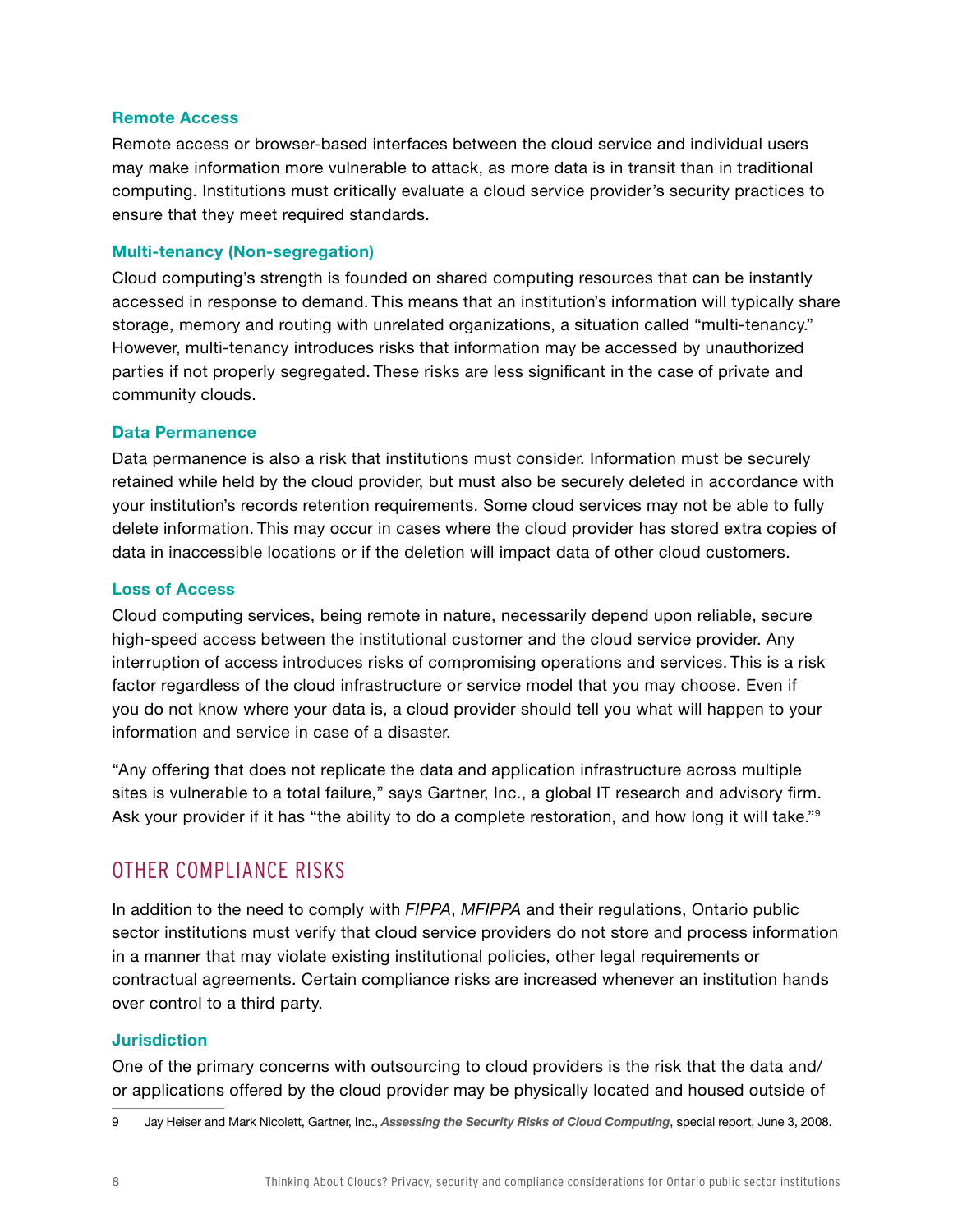### Remote Access

Remote access or browser-based interfaces between the cloud service and individual users may make information more vulnerable to attack, as more data is in transit than in traditional computing. Institutions must critically evaluate a cloud service provider's security practices to ensure that they meet required standards.

### Multi-tenancy (Non-segregation)

Cloud computing's strength is founded on shared computing resources that can be instantly accessed in response to demand. This means that an institution's information will typically share storage, memory and routing with unrelated organizations, a situation called "multi-tenancy." However, multi-tenancy introduces risks that information may be accessed by unauthorized parties if not properly segregated. These risks are less significant in the case of private and community clouds.

### Data Permanence

Data permanence is also a risk that institutions must consider. Information must be securely retained while held by the cloud provider, but must also be securely deleted in accordance with your institution's records retention requirements. Some cloud services may not be able to fully delete information. This may occur in cases where the cloud provider has stored extra copies of data in inaccessible locations or if the deletion will impact data of other cloud customers.

### Loss of Access

Cloud computing services, being remote in nature, necessarily depend upon reliable, secure high-speed access between the institutional customer and the cloud service provider. Any interruption of access introduces risks of compromising operations and services. This is a risk factor regardless of the cloud infrastructure or service model that you may choose. Even if you do not know where your data is, a cloud provider should tell you what will happen to your information and service in case of a disaster.

"Any offering that does not replicate the data and application infrastructure across multiple sites is vulnerable to a total failure," says Gartner, Inc., a global IT research and advisory firm. Ask your provider if it has "the ability to do a complete restoration, and how long it will take."[9]

## OTHER COMPLIANCE RISKS

In addition to the need to comply with *FIPPA*, *MFIPPA* and their regulations, Ontario public sector institutions must verify that cloud service providers do not store and process information in a manner that may violate existing institutional policies, other legal requirements or contractual agreements. Certain compliance risks are increased whenever an institution hands over control to a third party.

### Jurisdiction

One of the primary concerns with outsourcing to cloud providers is the risk that the data and/or applications offered by the cloud provider may be physically located and housed outside of

---

9 Jay Heiser and Mark Nicolett, Gartner, Inc., ***Assessing the Security Risks of Cloud Computing***, special report, June 3, 2008.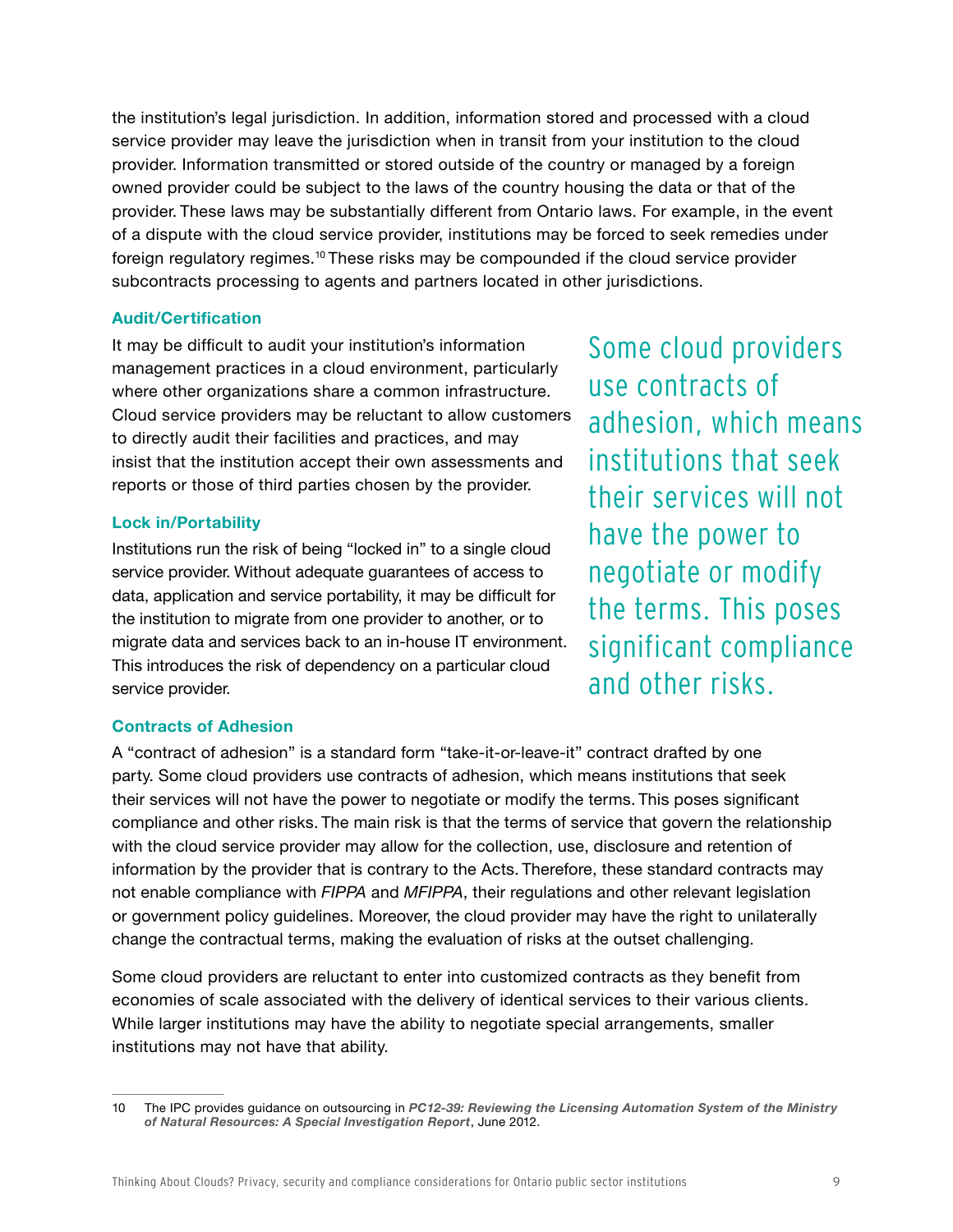the institution's legal jurisdiction. In addition, information stored and processed with a cloud service provider may leave the jurisdiction when in transit from your institution to the cloud provider. Information transmitted or stored outside of the country or managed by a foreign owned provider could be subject to the laws of the country housing the data or that of the provider. These laws may be substantially different from Ontario laws. For example, in the event of a dispute with the cloud service provider, institutions may be forced to seek remedies under foreign regulatory regimes.[10] These risks may be compounded if the cloud service provider subcontracts processing to agents and partners located in other jurisdictions.

### Audit/Certification

It may be difficult to audit your institution's information management practices in a cloud environment, particularly where other organizations share a common infrastructure. Cloud service providers may be reluctant to allow customers to directly audit their facilities and practices, and may insist that the institution accept their own assessments and reports or those of third parties chosen by the provider.

### Lock in/Portability

Institutions run the risk of being "locked in" to a single cloud service provider. Without adequate guarantees of access to data, application and service portability, it may be difficult for the institution to migrate from one provider to another, or to migrate data and services back to an in-house IT environment. This introduces the risk of dependency on a particular cloud service provider.

> Some cloud providers use contracts of adhesion, which means institutions that seek their services will not have the power to negotiate or modify the terms. This poses significant compliance and other risks.

### Contracts of Adhesion

A "contract of adhesion" is a standard form "take-it-or-leave-it" contract drafted by one party. Some cloud providers use contracts of adhesion, which means institutions that seek their services will not have the power to negotiate or modify the terms. This poses significant compliance and other risks. The main risk is that the terms of service that govern the relationship with the cloud service provider may allow for the collection, use, disclosure and retention of information by the provider that is contrary to the Acts. Therefore, these standard contracts may not enable compliance with *FIPPA* and *MFIPPA*, their regulations and other relevant legislation or government policy guidelines. Moreover, the cloud provider may have the right to unilaterally change the contractual terms, making the evaluation of risks at the outset challenging.

Some cloud providers are reluctant to enter into customized contracts as they benefit from economies of scale associated with the delivery of identical services to their various clients. While larger institutions may have the ability to negotiate special arrangements, smaller institutions may not have that ability.

---

10 The IPC provides guidance on outsourcing in ***PC12-39: Reviewing the Licensing Automation System of the Ministry of Natural Resources: A Special Investigation Report***, June 2012.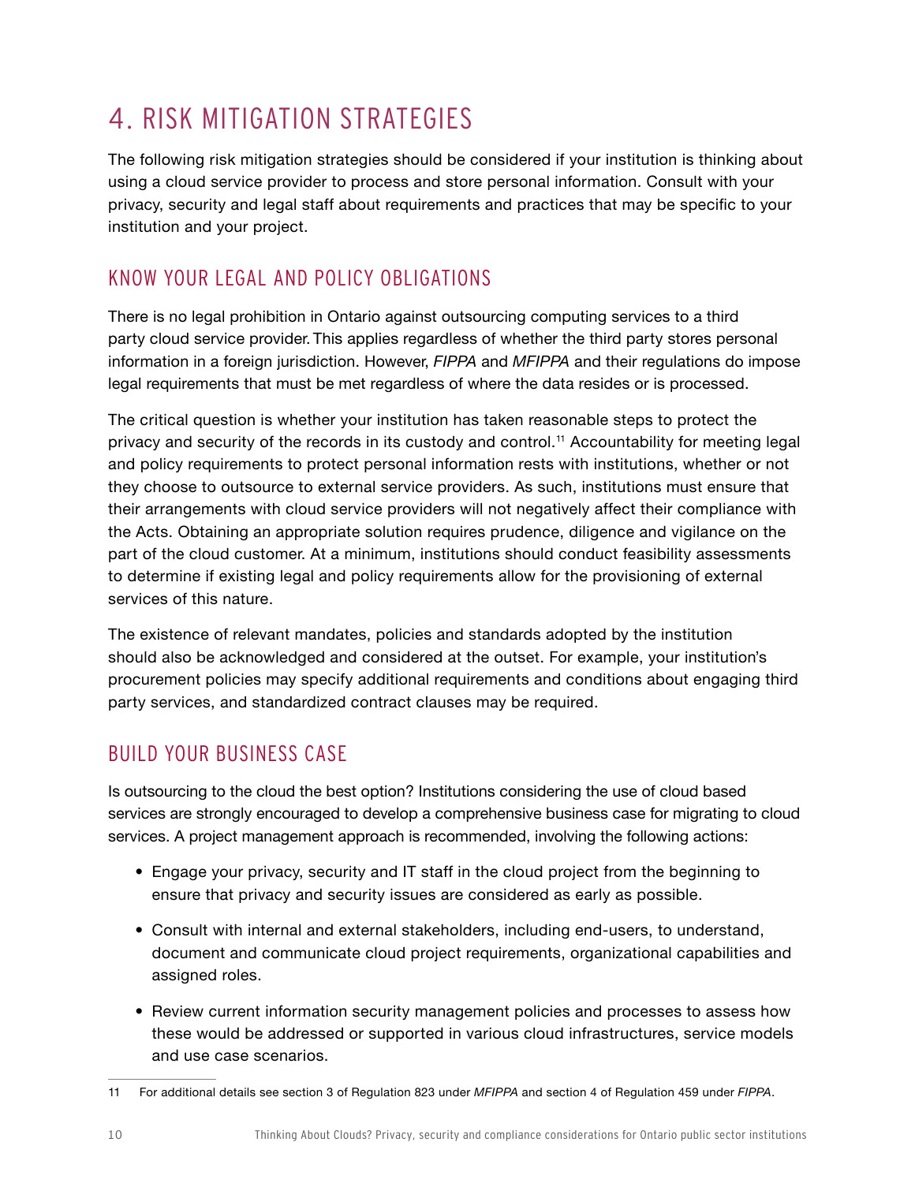# 4. RISK MITIGATION STRATEGIES

The following risk mitigation strategies should be considered if your institution is thinking about using a cloud service provider to process and store personal information. Consult with your privacy, security and legal staff about requirements and practices that may be specific to your institution and your project.

## KNOW YOUR LEGAL AND POLICY OBLIGATIONS

There is no legal prohibition in Ontario against outsourcing computing services to a third party cloud service provider. This applies regardless of whether the third party stores personal information in a foreign jurisdiction. However, *FIPPA* and *MFIPPA* and their regulations do impose legal requirements that must be met regardless of where the data resides or is processed.

The critical question is whether your institution has taken reasonable steps to protect the privacy and security of the records in its custody and control.[11] Accountability for meeting legal and policy requirements to protect personal information rests with institutions, whether or not they choose to outsource to external service providers. As such, institutions must ensure that their arrangements with cloud service providers will not negatively affect their compliance with the Acts. Obtaining an appropriate solution requires prudence, diligence and vigilance on the part of the cloud customer. At a minimum, institutions should conduct feasibility assessments to determine if existing legal and policy requirements allow for the provisioning of external services of this nature.

The existence of relevant mandates, policies and standards adopted by the institution should also be acknowledged and considered at the outset. For example, your institution's procurement policies may specify additional requirements and conditions about engaging third party services, and standardized contract clauses may be required.

## BUILD YOUR BUSINESS CASE

Is outsourcing to the cloud the best option? Institutions considering the use of cloud based services are strongly encouraged to develop a comprehensive business case for migrating to cloud services. A project management approach is recommended, involving the following actions:

- Engage your privacy, security and IT staff in the cloud project from the beginning to ensure that privacy and security issues are considered as early as possible.
- Consult with internal and external stakeholders, including end-users, to understand, document and communicate cloud project requirements, organizational capabilities and assigned roles.
- Review current information security management policies and processes to assess how these would be addressed or supported in various cloud infrastructures, service models and use case scenarios.

---

11 For additional details see section 3 of Regulation 823 under *MFIPPA* and section 4 of Regulation 459 under *FIPPA*.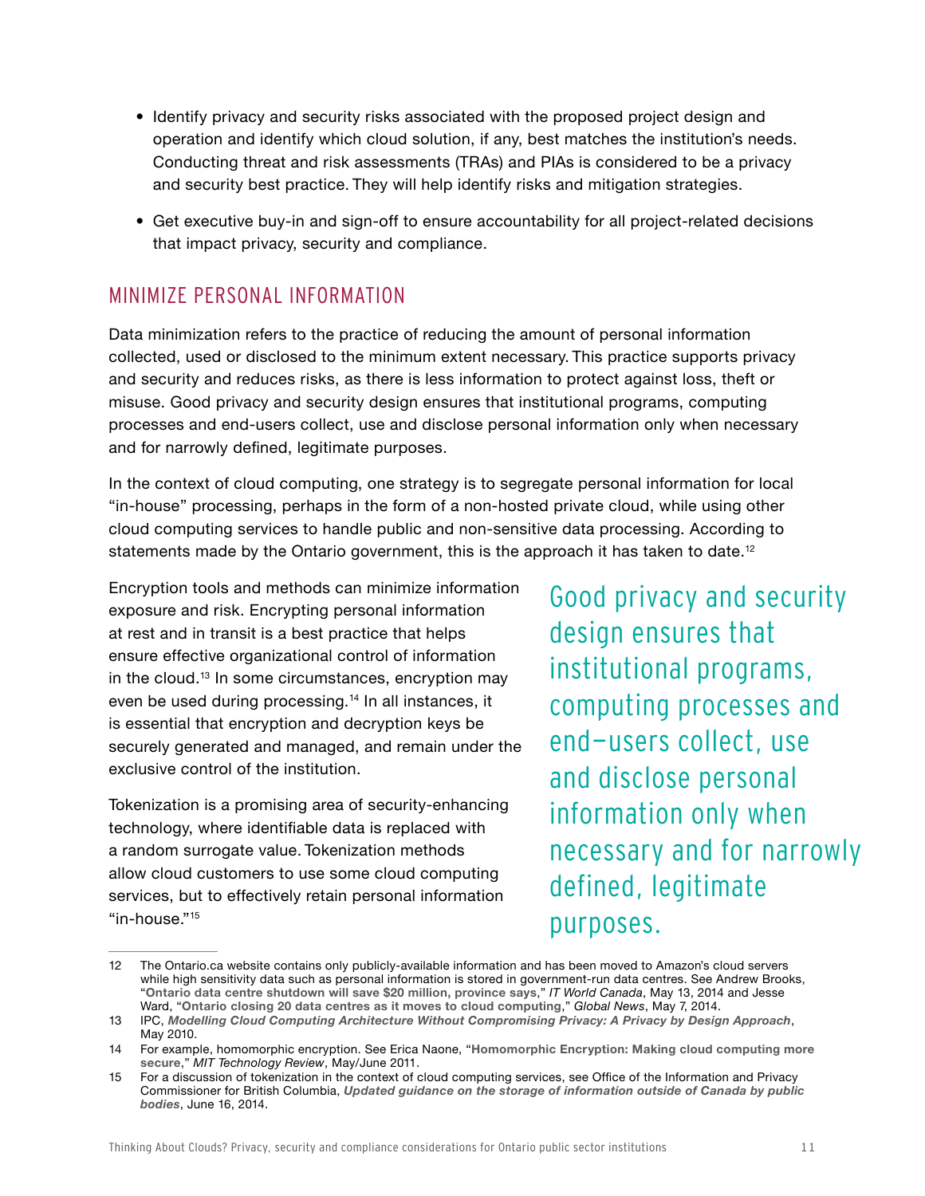- Identify privacy and security risks associated with the proposed project design and operation and identify which cloud solution, if any, best matches the institution's needs. Conducting threat and risk assessments (TRAs) and PIAs is considered to be a privacy and security best practice. They will help identify risks and mitigation strategies.
- Get executive buy-in and sign-off to ensure accountability for all project-related decisions that impact privacy, security and compliance.

## MINIMIZE PERSONAL INFORMATION

Data minimization refers to the practice of reducing the amount of personal information collected, used or disclosed to the minimum extent necessary. This practice supports privacy and security and reduces risks, as there is less information to protect against loss, theft or misuse. Good privacy and security design ensures that institutional programs, computing processes and end-users collect, use and disclose personal information only when necessary and for narrowly defined, legitimate purposes.

In the context of cloud computing, one strategy is to segregate personal information for local "in-house" processing, perhaps in the form of a non-hosted private cloud, while using other cloud computing services to handle public and non-sensitive data processing. According to statements made by the Ontario government, this is the approach it has taken to date.[12]

Encryption tools and methods can minimize information exposure and risk. Encrypting personal information at rest and in transit is a best practice that helps ensure effective organizational control of information in the cloud.[13] In some circumstances, encryption may even be used during processing.[14] In all instances, it is essential that encryption and decryption keys be securely generated and managed, and remain under the exclusive control of the institution.

Tokenization is a promising area of security-enhancing technology, where identifiable data is replaced with a random surrogate value. Tokenization methods allow cloud customers to use some cloud computing services, but to effectively retain personal information "in-house."[15]

> Good privacy and security design ensures that institutional programs, computing processes and end-users collect, use and disclose personal information only when necessary and for narrowly defined, legitimate purposes.

---

12 The Ontario.ca website contains only publicly-available information and has been moved to Amazon's cloud servers while high sensitivity data such as personal information is stored in government-run data centres. See Andrew Brooks, "**Ontario data centre shutdown will save $20 million, province says**," *IT World Canada*, May 13, 2014 and Jesse Ward, "**Ontario closing 20 data centres as it moves to cloud computing**," *Global News*, May 7, 2014.

13 IPC, ***Modelling Cloud Computing Architecture Without Compromising Privacy: A Privacy by Design Approach***, May 2010.

14 For example, homomorphic encryption. See Erica Naone, "**Homomorphic Encryption: Making cloud computing more secure**," *MIT Technology Review*, May/June 2011.

15 For a discussion of tokenization in the context of cloud computing services, see Office of the Information and Privacy Commissioner for British Columbia, ***Updated guidance on the storage of information outside of Canada by public bodies***, June 16, 2014.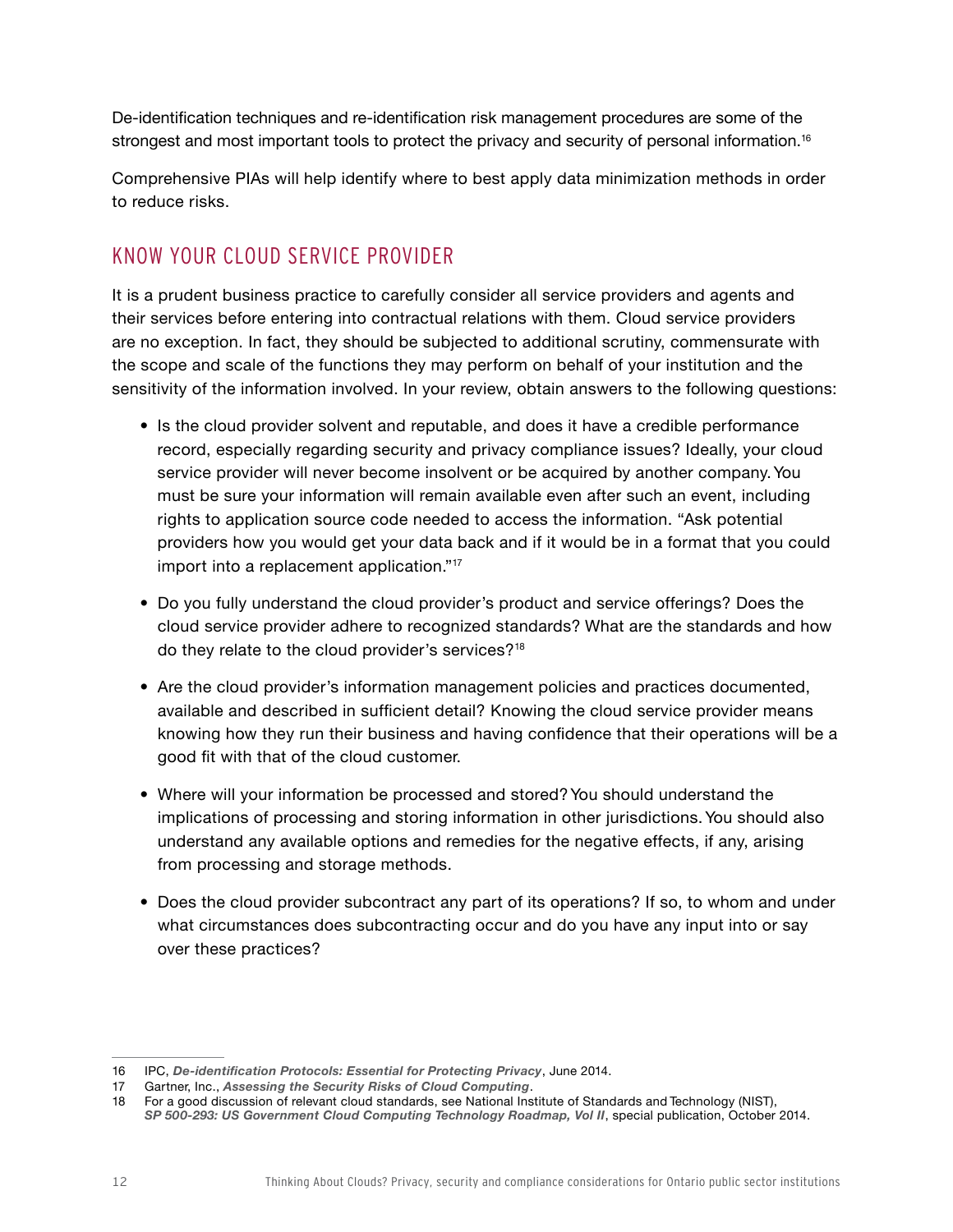De-identification techniques and re-identification risk management procedures are some of the strongest and most important tools to protect the privacy and security of personal information.[16]

Comprehensive PIAs will help identify where to best apply data minimization methods in order to reduce risks.

## KNOW YOUR CLOUD SERVICE PROVIDER

It is a prudent business practice to carefully consider all service providers and agents and their services before entering into contractual relations with them. Cloud service providers are no exception. In fact, they should be subjected to additional scrutiny, commensurate with the scope and scale of the functions they may perform on behalf of your institution and the sensitivity of the information involved. In your review, obtain answers to the following questions:

- Is the cloud provider solvent and reputable, and does it have a credible performance record, especially regarding security and privacy compliance issues? Ideally, your cloud service provider will never become insolvent or be acquired by another company. You must be sure your information will remain available even after such an event, including rights to application source code needed to access the information. "Ask potential providers how you would get your data back and if it would be in a format that you could import into a replacement application."[17]
- Do you fully understand the cloud provider's product and service offerings? Does the cloud service provider adhere to recognized standards? What are the standards and how do they relate to the cloud provider's services?[18]
- Are the cloud provider's information management policies and practices documented, available and described in sufficient detail? Knowing the cloud service provider means knowing how they run their business and having confidence that their operations will be a good fit with that of the cloud customer.
- Where will your information be processed and stored? You should understand the implications of processing and storing information in other jurisdictions. You should also understand any available options and remedies for the negative effects, if any, arising from processing and storage methods.
- Does the cloud provider subcontract any part of its operations? If so, to whom and under what circumstances does subcontracting occur and do you have any input into or say over these practices?

---

16 IPC, ***De-identification Protocols: Essential for Protecting Privacy***, June 2014.

17 Gartner, Inc., ***Assessing the Security Risks of Cloud Computing***.

18 For a good discussion of relevant cloud standards, see National Institute of Standards and Technology (NIST), ***SP 500-293: US Government Cloud Computing Technology Roadmap, Vol II***, special publication, October 2014.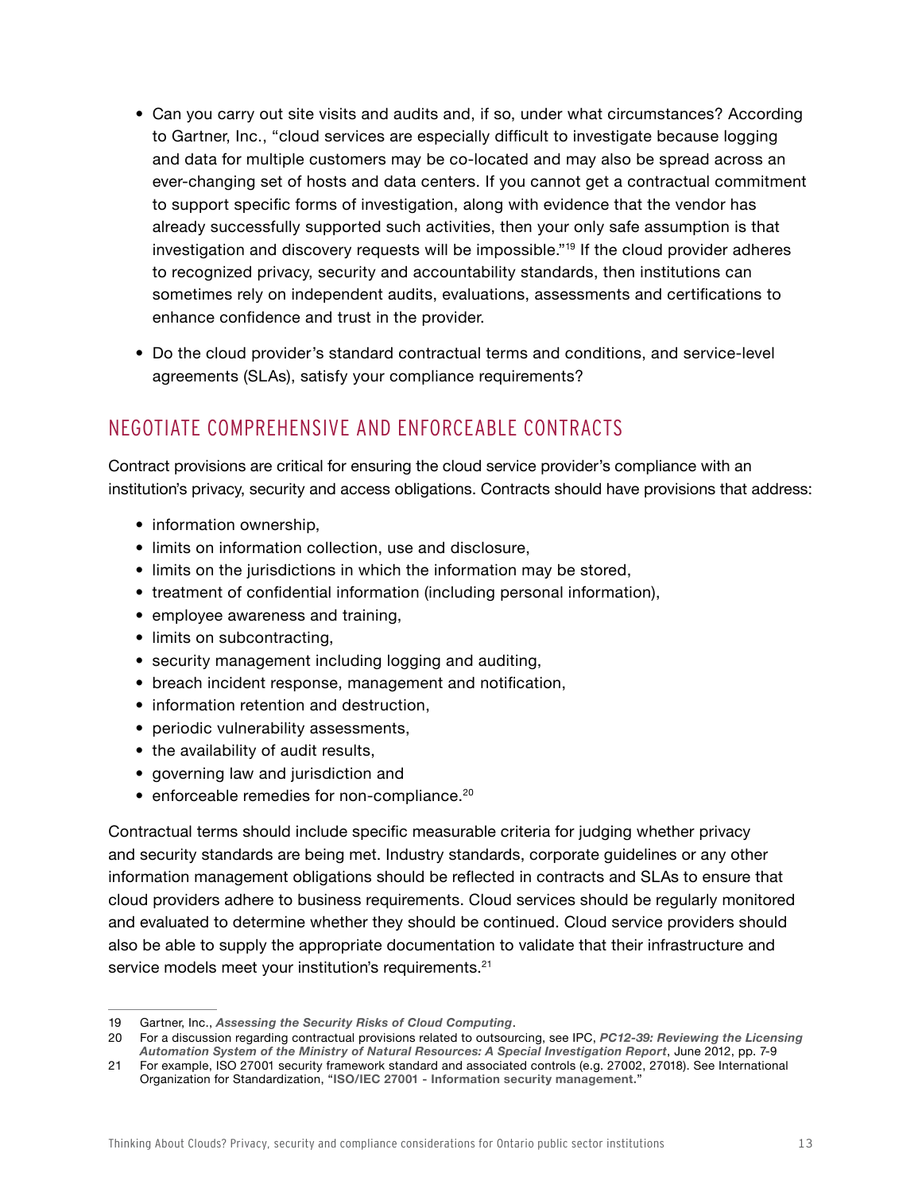- Can you carry out site visits and audits and, if so, under what circumstances? According to Gartner, Inc., "cloud services are especially difficult to investigate because logging and data for multiple customers may be co-located and may also be spread across an ever-changing set of hosts and data centers. If you cannot get a contractual commitment to support specific forms of investigation, along with evidence that the vendor has already successfully supported such activities, then your only safe assumption is that investigation and discovery requests will be impossible."[19] If the cloud provider adheres to recognized privacy, security and accountability standards, then institutions can sometimes rely on independent audits, evaluations, assessments and certifications to enhance confidence and trust in the provider.
- Do the cloud provider's standard contractual terms and conditions, and service-level agreements (SLAs), satisfy your compliance requirements?

## NEGOTIATE COMPREHENSIVE AND ENFORCEABLE CONTRACTS

Contract provisions are critical for ensuring the cloud service provider's compliance with an institution's privacy, security and access obligations. Contracts should have provisions that address:

- information ownership,
- limits on information collection, use and disclosure,
- limits on the jurisdictions in which the information may be stored,
- treatment of confidential information (including personal information),
- employee awareness and training,
- limits on subcontracting,
- security management including logging and auditing,
- breach incident response, management and notification,
- information retention and destruction,
- periodic vulnerability assessments,
- the availability of audit results,
- governing law and jurisdiction and
- enforceable remedies for non-compliance.[20]

Contractual terms should include specific measurable criteria for judging whether privacy and security standards are being met. Industry standards, corporate guidelines or any other information management obligations should be reflected in contracts and SLAs to ensure that cloud providers adhere to business requirements. Cloud services should be regularly monitored and evaluated to determine whether they should be continued. Cloud service providers should also be able to supply the appropriate documentation to validate that their infrastructure and service models meet your institution's requirements.[21]

---

19 Gartner, Inc., ***Assessing the Security Risks of Cloud Computing***.

20 For a discussion regarding contractual provisions related to outsourcing, see IPC, ***PC12-39: Reviewing the Licensing Automation System of the Ministry of Natural Resources: A Special Investigation Report***, June 2012, pp. 7-9

21 For example, ISO 27001 security framework standard and associated controls (e.g. 27002, 27018). See International Organization for Standardization, "**ISO/IEC 27001 - Information security management.**"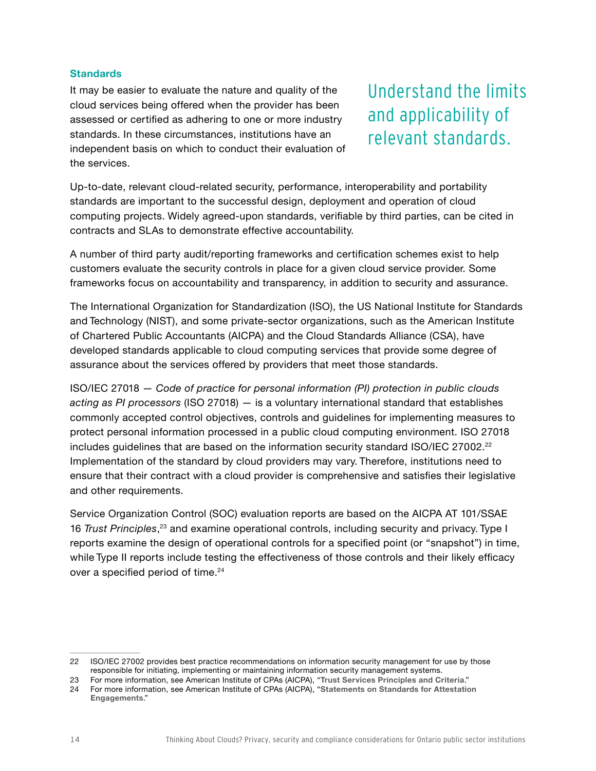### Standards

It may be easier to evaluate the nature and quality of the cloud services being offered when the provider has been assessed or certified as adhering to one or more industry standards. In these circumstances, institutions have an independent basis on which to conduct their evaluation of the services.

Understand the limits and applicability of relevant standards.

Up-to-date, relevant cloud-related security, performance, interoperability and portability standards are important to the successful design, deployment and operation of cloud computing projects. Widely agreed-upon standards, verifiable by third parties, can be cited in contracts and SLAs to demonstrate effective accountability.

A number of third party audit/reporting frameworks and certification schemes exist to help customers evaluate the security controls in place for a given cloud service provider. Some frameworks focus on accountability and transparency, in addition to security and assurance.

The International Organization for Standardization (ISO), the US National Institute for Standards and Technology (NIST), and some private-sector organizations, such as the American Institute of Chartered Public Accountants (AICPA) and the Cloud Standards Alliance (CSA), have developed standards applicable to cloud computing services that provide some degree of assurance about the services offered by providers that meet those standards.

ISO/IEC 27018 — *Code of practice for personal information (PI) protection in public clouds acting as PI processors* (ISO 27018) — is a voluntary international standard that establishes commonly accepted control objectives, controls and guidelines for implementing measures to protect personal information processed in a public cloud computing environment. ISO 27018 includes guidelines that are based on the information security standard ISO/IEC 27002.[22] Implementation of the standard by cloud providers may vary. Therefore, institutions need to ensure that their contract with a cloud provider is comprehensive and satisfies their legislative and other requirements.

Service Organization Control (SOC) evaluation reports are based on the AICPA AT 101/SSAE 16 *Trust Principles*,[23] and examine operational controls, including security and privacy. Type I reports examine the design of operational controls for a specified point (or "snapshot") in time, while Type II reports include testing the effectiveness of those controls and their likely efficacy over a specified period of time.[24]

---

22 ISO/IEC 27002 provides best practice recommendations on information security management for use by those responsible for initiating, implementing or maintaining information security management systems.

23 For more information, see American Institute of CPAs (AICPA), "**Trust Services Principles and Criteria**."

24 For more information, see American Institute of CPAs (AICPA), "**Statements on Standards for Attestation Engagements**."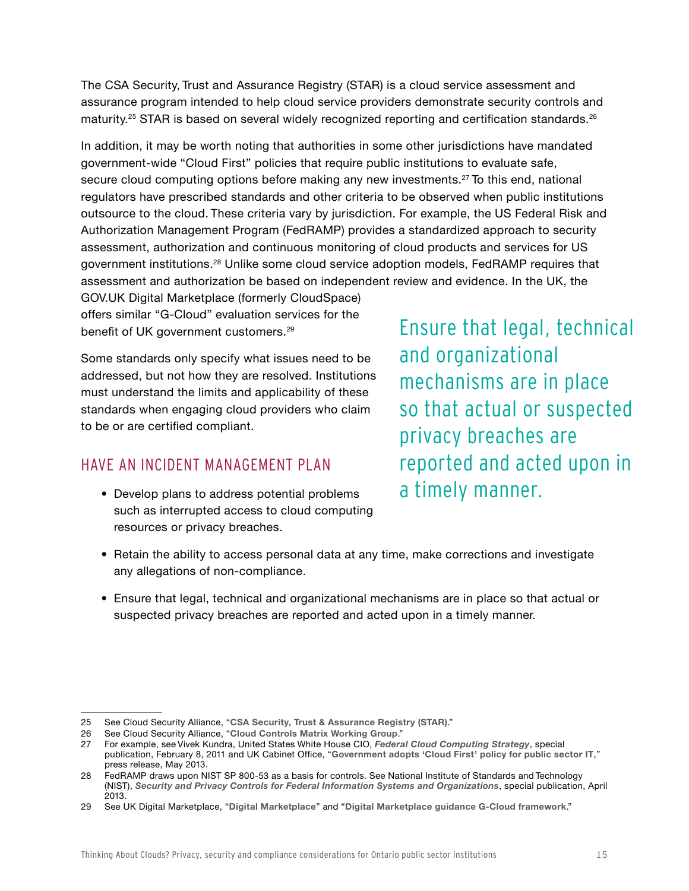The CSA Security, Trust and Assurance Registry (STAR) is a cloud service assessment and assurance program intended to help cloud service providers demonstrate security controls and maturity.[25] STAR is based on several widely recognized reporting and certification standards.[26]

In addition, it may be worth noting that authorities in some other jurisdictions have mandated government-wide "Cloud First" policies that require public institutions to evaluate safe, secure cloud computing options before making any new investments.[27] To this end, national regulators have prescribed standards and other criteria to be observed when public institutions outsource to the cloud. These criteria vary by jurisdiction. For example, the US Federal Risk and Authorization Management Program (FedRAMP) provides a standardized approach to security assessment, authorization and continuous monitoring of cloud products and services for US government institutions.[28] Unlike some cloud service adoption models, FedRAMP requires that assessment and authorization be based on independent review and evidence. In the UK, the GOV.UK Digital Marketplace (formerly CloudSpace) offers similar "G-Cloud" evaluation services for the benefit of UK government customers.[29]

Some standards only specify what issues need to be addressed, but not how they are resolved. Institutions must understand the limits and applicability of these standards when engaging cloud providers who claim to be or are certified compliant.

> Ensure that legal, technical and organizational mechanisms are in place so that actual or suspected privacy breaches are reported and acted upon in a timely manner.

## HAVE AN INCIDENT MANAGEMENT PLAN

- Develop plans to address potential problems such as interrupted access to cloud computing resources or privacy breaches.
- Retain the ability to access personal data at any time, make corrections and investigate any allegations of non-compliance.
- Ensure that legal, technical and organizational mechanisms are in place so that actual or suspected privacy breaches are reported and acted upon in a timely manner.

---

25 See Cloud Security Alliance, "**CSA Security, Trust & Assurance Registry (STAR)**."

26 See Cloud Security Alliance, "**Cloud Controls Matrix Working Group**."

27 For example, see Vivek Kundra, United States White House CIO, ***Federal Cloud Computing Strategy***, special publication, February 8, 2011 and UK Cabinet Office, "**Government adopts 'Cloud First' policy for public sector IT**," press release, May 2013.

28 FedRAMP draws upon NIST SP 800-53 as a basis for controls. See National Institute of Standards and Technology (NIST), ***Security and Privacy Controls for Federal Information Systems and Organizations***, special publication, April 2013.

29 See UK Digital Marketplace, "**Digital Marketplace**" and "**Digital Marketplace guidance G-Cloud framework**."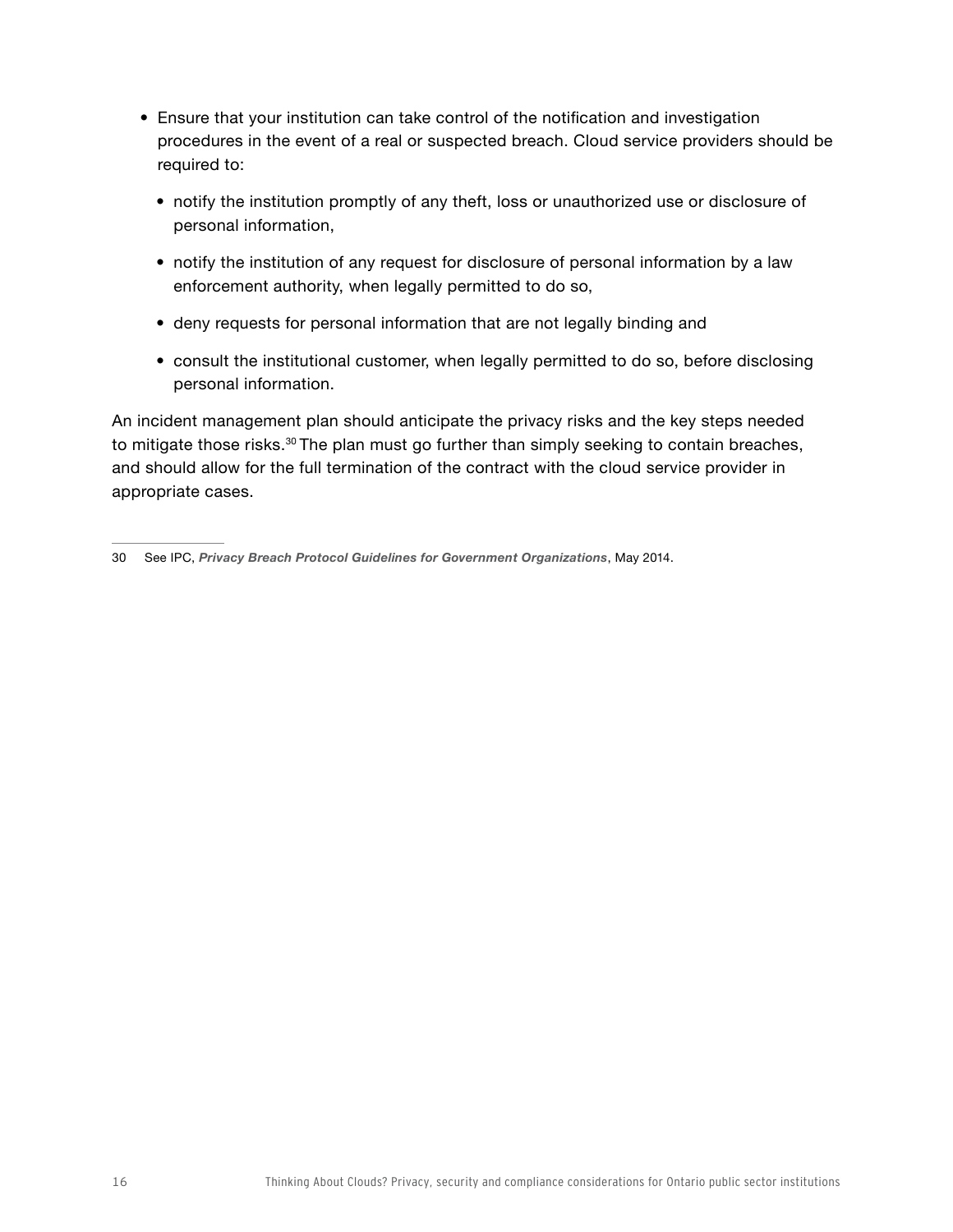- Ensure that your institution can take control of the notification and investigation procedures in the event of a real or suspected breach. Cloud service providers should be required to:
  - notify the institution promptly of any theft, loss or unauthorized use or disclosure of personal information,
  - notify the institution of any request for disclosure of personal information by a law enforcement authority, when legally permitted to do so,
  - deny requests for personal information that are not legally binding and
  - consult the institutional customer, when legally permitted to do so, before disclosing personal information.

An incident management plan should anticipate the privacy risks and the key steps needed to mitigate those risks.[30] The plan must go further than simply seeking to contain breaches, and should allow for the full termination of the contract with the cloud service provider in appropriate cases.

---

30 See IPC, ***Privacy Breach Protocol Guidelines for Government Organizations***, May 2014.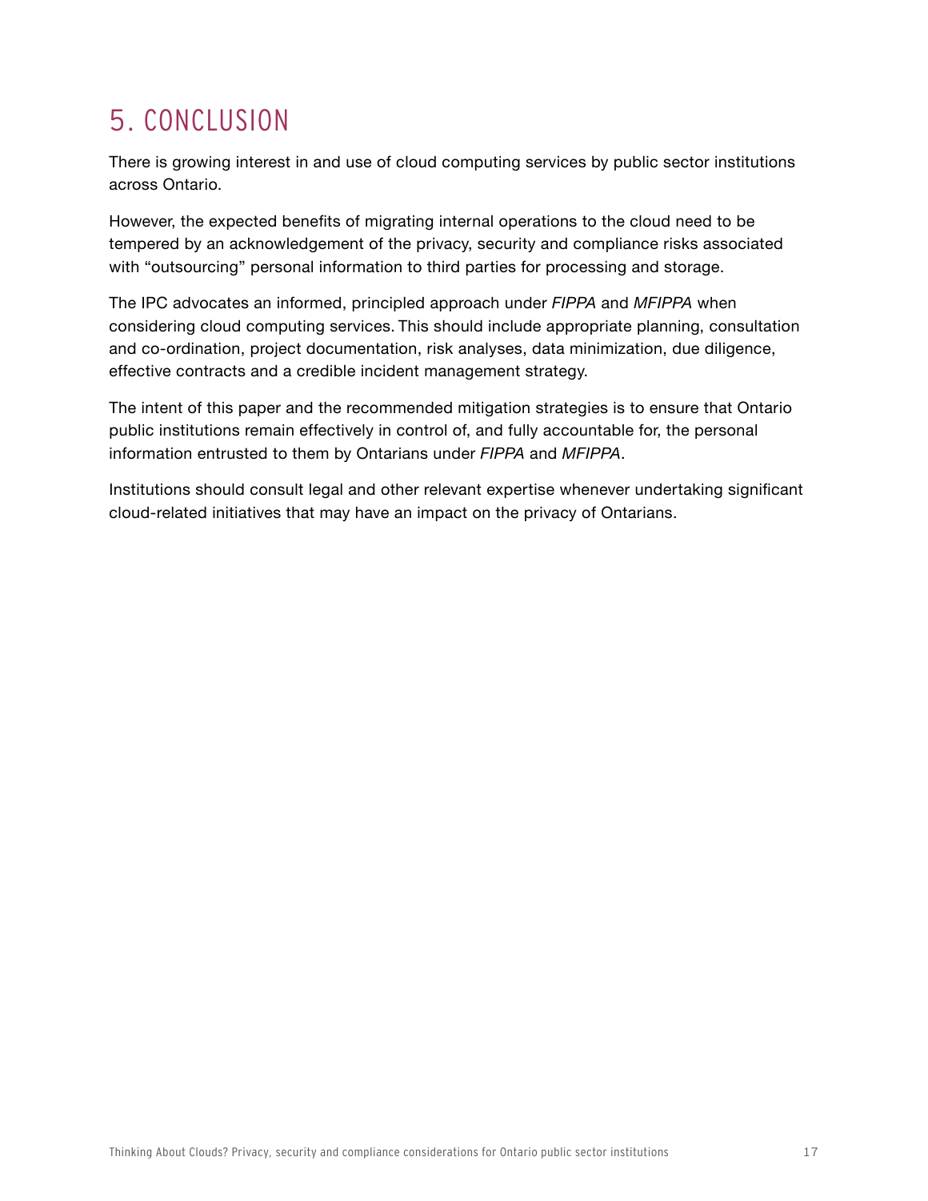# 5. CONCLUSION

There is growing interest in and use of cloud computing services by public sector institutions across Ontario.

However, the expected benefits of migrating internal operations to the cloud need to be tempered by an acknowledgement of the privacy, security and compliance risks associated with "outsourcing" personal information to third parties for processing and storage.

The IPC advocates an informed, principled approach under *FIPPA* and *MFIPPA* when considering cloud computing services. This should include appropriate planning, consultation and co-ordination, project documentation, risk analyses, data minimization, due diligence, effective contracts and a credible incident management strategy.

The intent of this paper and the recommended mitigation strategies is to ensure that Ontario public institutions remain effectively in control of, and fully accountable for, the personal information entrusted to them by Ontarians under *FIPPA* and *MFIPPA*.

Institutions should consult legal and other relevant expertise whenever undertaking significant cloud-related initiatives that may have an impact on the privacy of Ontarians.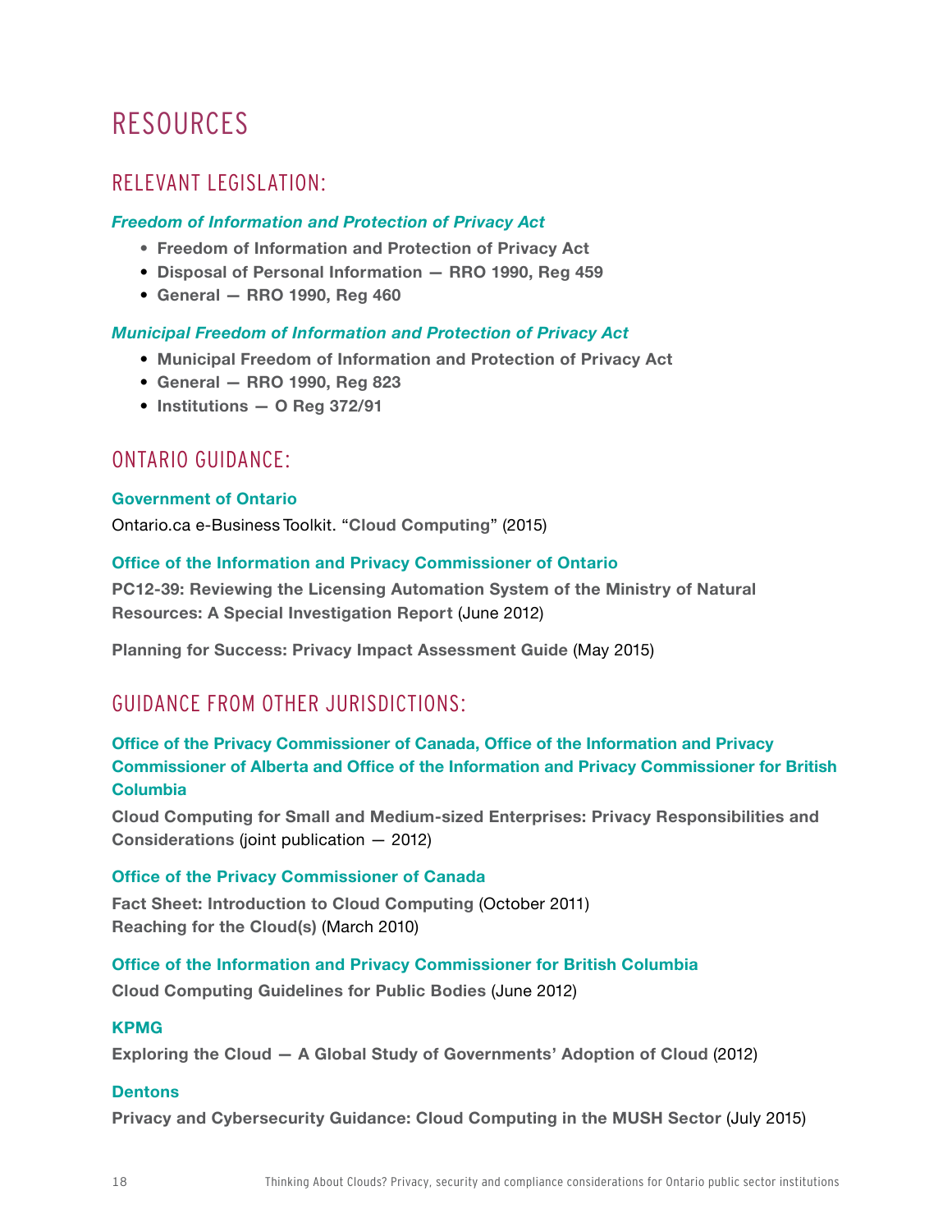# RESOURCES

## RELEVANT LEGISLATION:

***Freedom of Information and Protection of Privacy Act***

- **Freedom of Information and Protection of Privacy Act**
- **Disposal of Personal Information — RRO 1990, Reg 459**
- **General — RRO 1990, Reg 460**

***Municipal Freedom of Information and Protection of Privacy Act***

- **Municipal Freedom of Information and Protection of Privacy Act**
- **General — RRO 1990, Reg 823**
- **Institutions — O Reg 372/91**

## ONTARIO GUIDANCE:

**Government of Ontario**

Ontario.ca e-Business Toolkit. "**Cloud Computing**" (2015)

**Office of the Information and Privacy Commissioner of Ontario**

**PC12-39: Reviewing the Licensing Automation System of the Ministry of Natural Resources: A Special Investigation Report** (June 2012)

**Planning for Success: Privacy Impact Assessment Guide** (May 2015)

## GUIDANCE FROM OTHER JURISDICTIONS:

**Office of the Privacy Commissioner of Canada, Office of the Information and Privacy Commissioner of Alberta and Office of the Information and Privacy Commissioner for British Columbia**

**Cloud Computing for Small and Medium-sized Enterprises: Privacy Responsibilities and Considerations** (joint publication — 2012)

**Office of the Privacy Commissioner of Canada**

**Fact Sheet: Introduction to Cloud Computing** (October 2011)
**Reaching for the Cloud(s)** (March 2010)

**Office of the Information and Privacy Commissioner for British Columbia**

**Cloud Computing Guidelines for Public Bodies** (June 2012)

**KPMG**

**Exploring the Cloud — A Global Study of Governments' Adoption of Cloud** (2012)

**Dentons**

**Privacy and Cybersecurity Guidance: Cloud Computing in the MUSH Sector** (July 2015)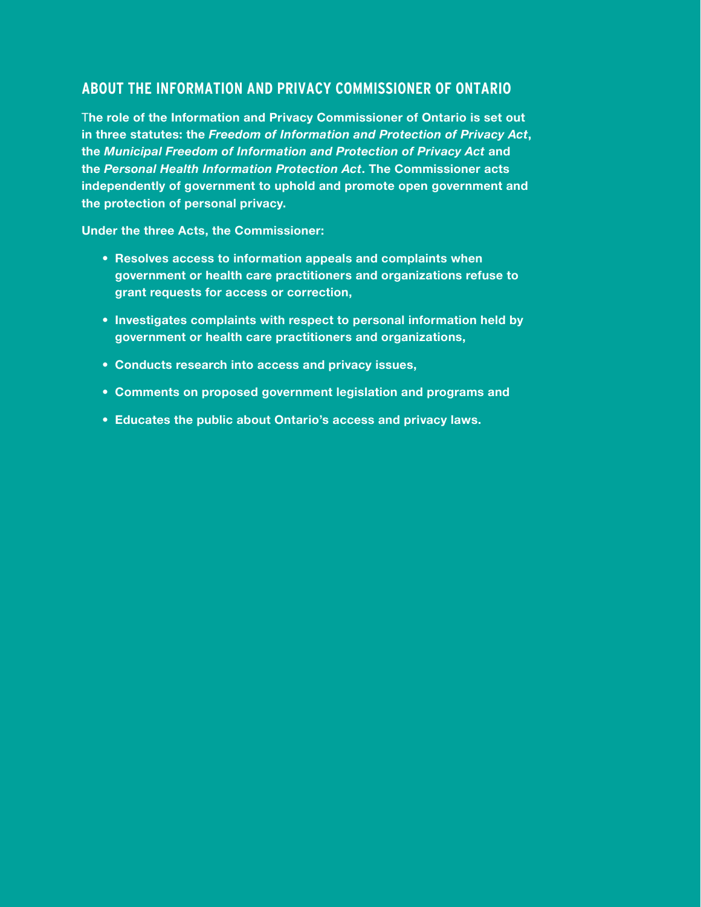## ABOUT THE INFORMATION AND PRIVACY COMMISSIONER OF ONTARIO

**The role of the Information and Privacy Commissioner of Ontario is set out in three statutes: the *Freedom of Information and Protection of Privacy Act*, the *Municipal Freedom of Information and Protection of Privacy Act* and the *Personal Health Information Protection Act*. The Commissioner acts independently of government to uphold and promote open government and the protection of personal privacy.**

**Under the three Acts, the Commissioner:**

- **Resolves access to information appeals and complaints when government or health care practitioners and organizations refuse to grant requests for access or correction,**
- **Investigates complaints with respect to personal information held by government or health care practitioners and organizations,**
- **Conducts research into access and privacy issues,**
- **Comments on proposed government legislation and programs and**
- **Educates the public about Ontario's access and privacy laws.**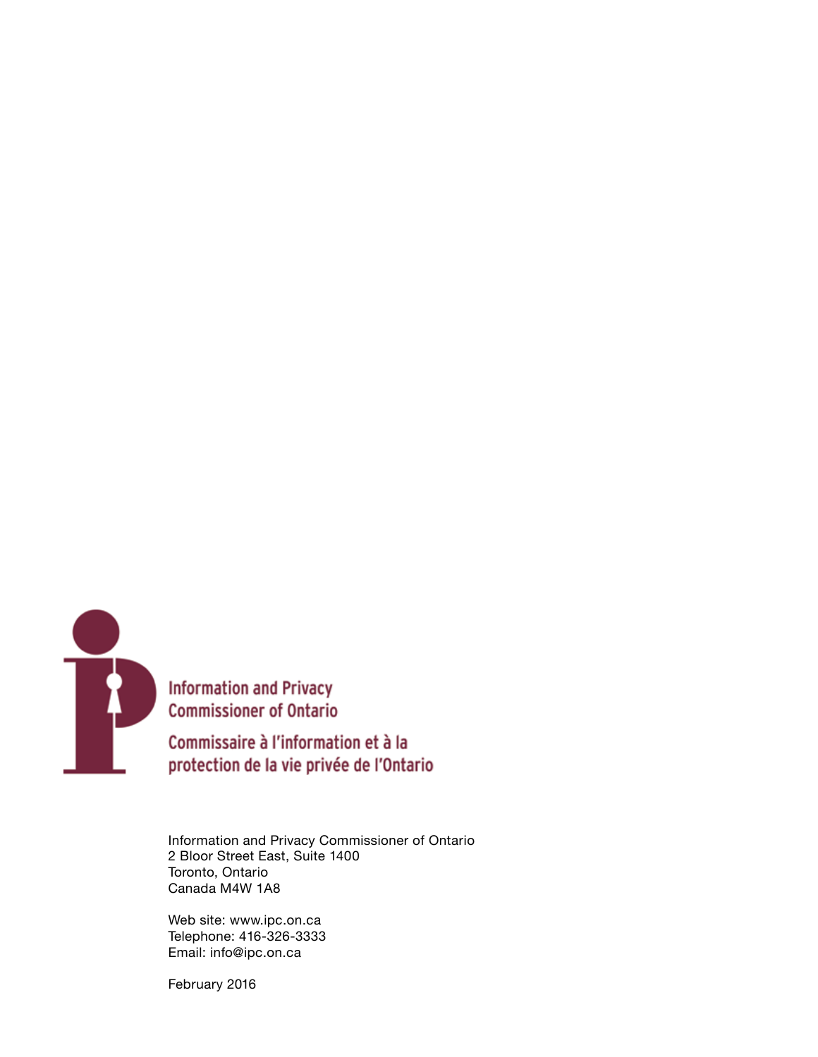Information and Privacy Commissioner of Ontario

Commissaire à l'information et à la protection de la vie privée de l'Ontario

Information and Privacy Commissioner of Ontario
2 Bloor Street East, Suite 1400
Toronto, Ontario
Canada M4W 1A8

Web site: www.ipc.on.ca
Telephone: 416-326-3333
Email: info@ipc.on.ca

February 2016